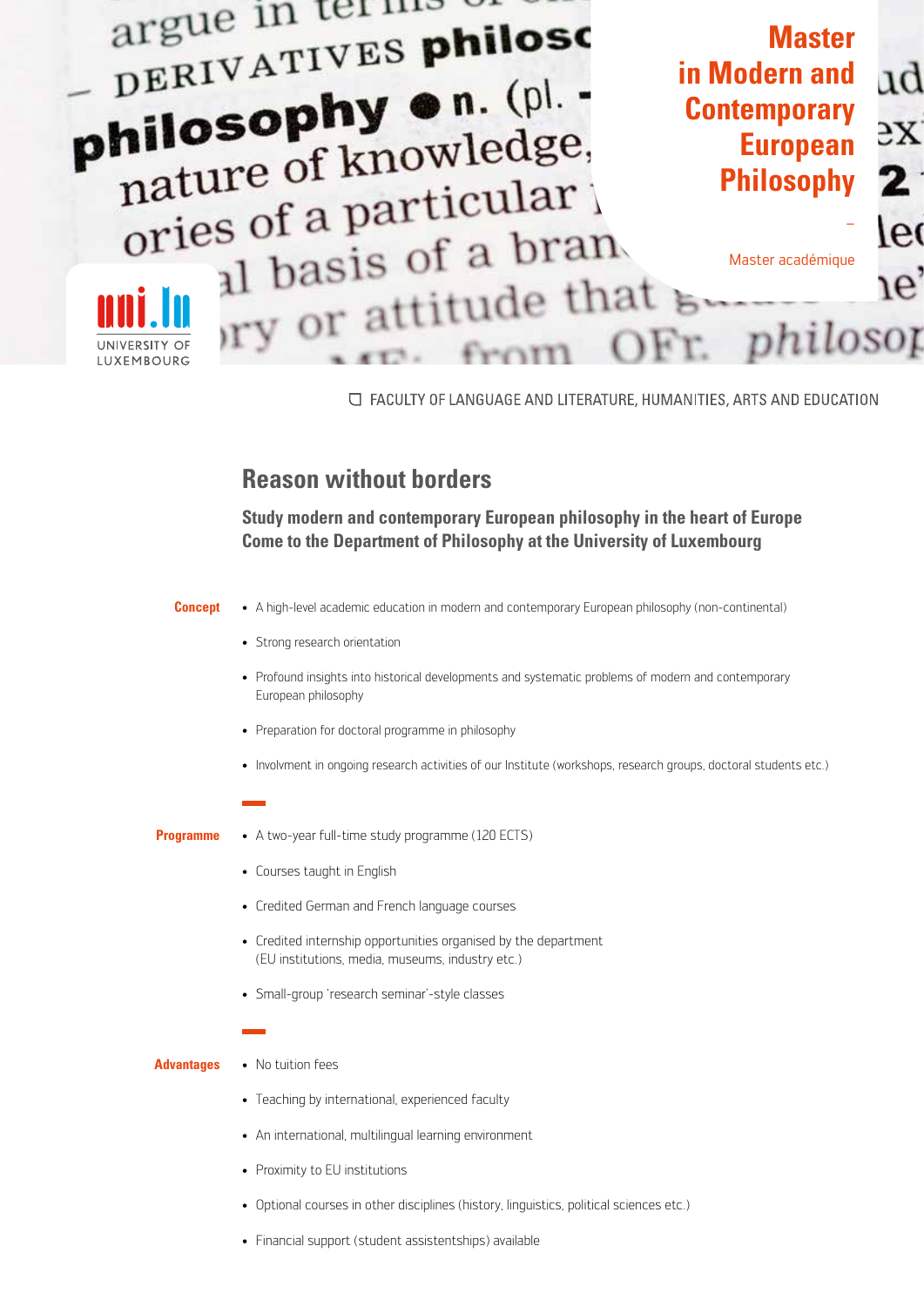# Master in Modern and Contemporary European Philosophy

–

Master académique

UNIVERSITY OF LUXEMBOURG

FACULTY OF LANGUAGE AND LITERATURE, HUMANITIES, ARTS AND EDUCATION

## Reason without borders

**Study modern and contemporary European philosophy in the heart of Europe**
**Come to the Department of Philosophy at the University of Luxembourg**

**Concept**

- A high-level academic education in modern and contemporary European philosophy (non-continental)
- Strong research orientation
- Profound insights into historical developments and systematic problems of modern and contemporary European philosophy
- Preparation for doctoral programme in philosophy
- Involvment in ongoing research activities of our Institute (workshops, research groups, doctoral students etc.)

**Programme**

- A two-year full-time study programme (120 ECTS)
- Courses taught in English
- Credited German and French language courses
- Credited internship opportunities organised by the department (EU institutions, media, museums, industry etc.)
- Small-group 'research seminar'-style classes

**Advantages**

- No tuition fees
- Teaching by international, experienced faculty
- An international, multilingual learning environment
- Proximity to EU institutions
- Optional courses in other disciplines (history, linguistics, political sciences etc.)
- Financial support (student assistentships) available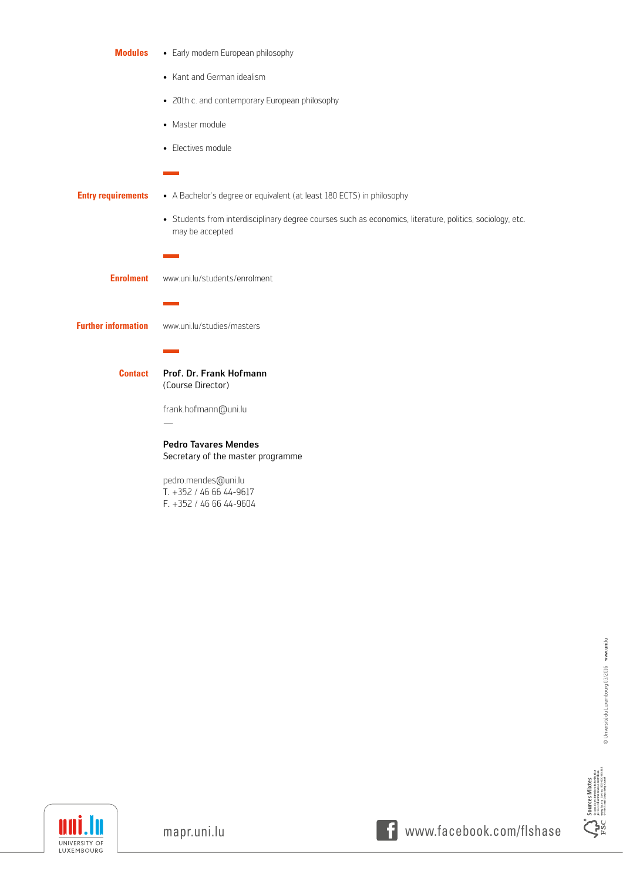**Modules**

- Early modern European philosophy
- Kant and German idealism
- 20th c. and contemporary European philosophy
- Master module
- Electives module

**Entry requirements**

- A Bachelor's degree or equivalent (at least 180 ECTS) in philosophy
- Students from interdisciplinary degree courses such as economics, literature, politics, sociology, etc. may be accepted

**Enrolment**

www.uni.lu/students/enrolment

**Further information**

www.uni.lu/studies/masters

**Contact**

**Prof. Dr. Frank Hofmann**
(Course Director)

frank.hofmann@uni.lu

—

**Pedro Tavares Mendes**
Secretary of the master programme

pedro.mendes@uni.lu
T. +352 / 46 66 44-9617
F. +352 / 46 66 44-9604

© Université du Luxembourg 03/2016 www.uni.lu

uni.lu UNIVERSITY OF LUXEMBOURG

mapr.uni.lu

www.facebook.com/flshase